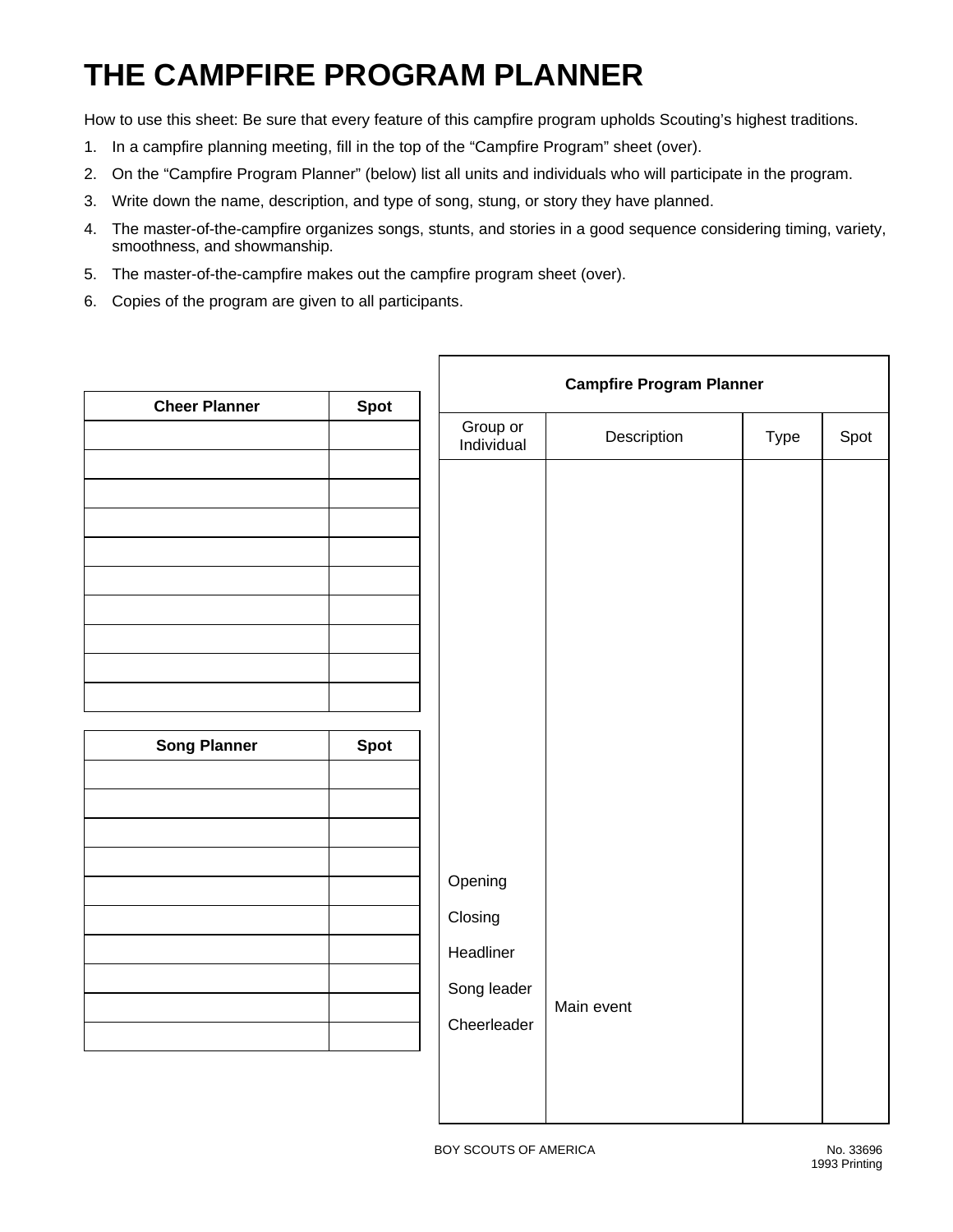# THE CAMPFIRE PROGRAM PLANNER

How to use this sheet: Be sure that every feature of this campfire program upholds Scouting's highest traditions.

1. In a campfire planning meeting, fill in the top of the "Campfire Program" sheet (over).
2. On the "Campfire Program Planner" (below) list all units and individuals who will participate in the program.
3. Write down the name, description, and type of song, stung, or story they have planned.
4. The master-of-the-campfire organizes songs, stunts, and stories in a good sequence considering timing, variety, smoothness, and showmanship.
5. The master-of-the-campfire makes out the campfire program sheet (over).
6. Copies of the program are given to all participants.

| Cheer Planner | Spot |
|---|---|
| | |
| | |
| | |
| | |
| | |
| | |
| | |
| | |
| | |
| | |

| Song Planner | Spot |
|---|---|
| | |
| | |
| | |
| | |
| | |
| | |
| | |
| | |
| | |
| | |

| Campfire Program Planner | | | |
|---|---|---|---|
| Group or Individual | Description | Type | Spot |
| Opening | | | |
| Closing | | | |
| Headliner | | | |
| Song leader | Main event | | |
| Cheerleader | | | |

BOY SCOUTS OF AMERICA

No. 33696
1993 Printing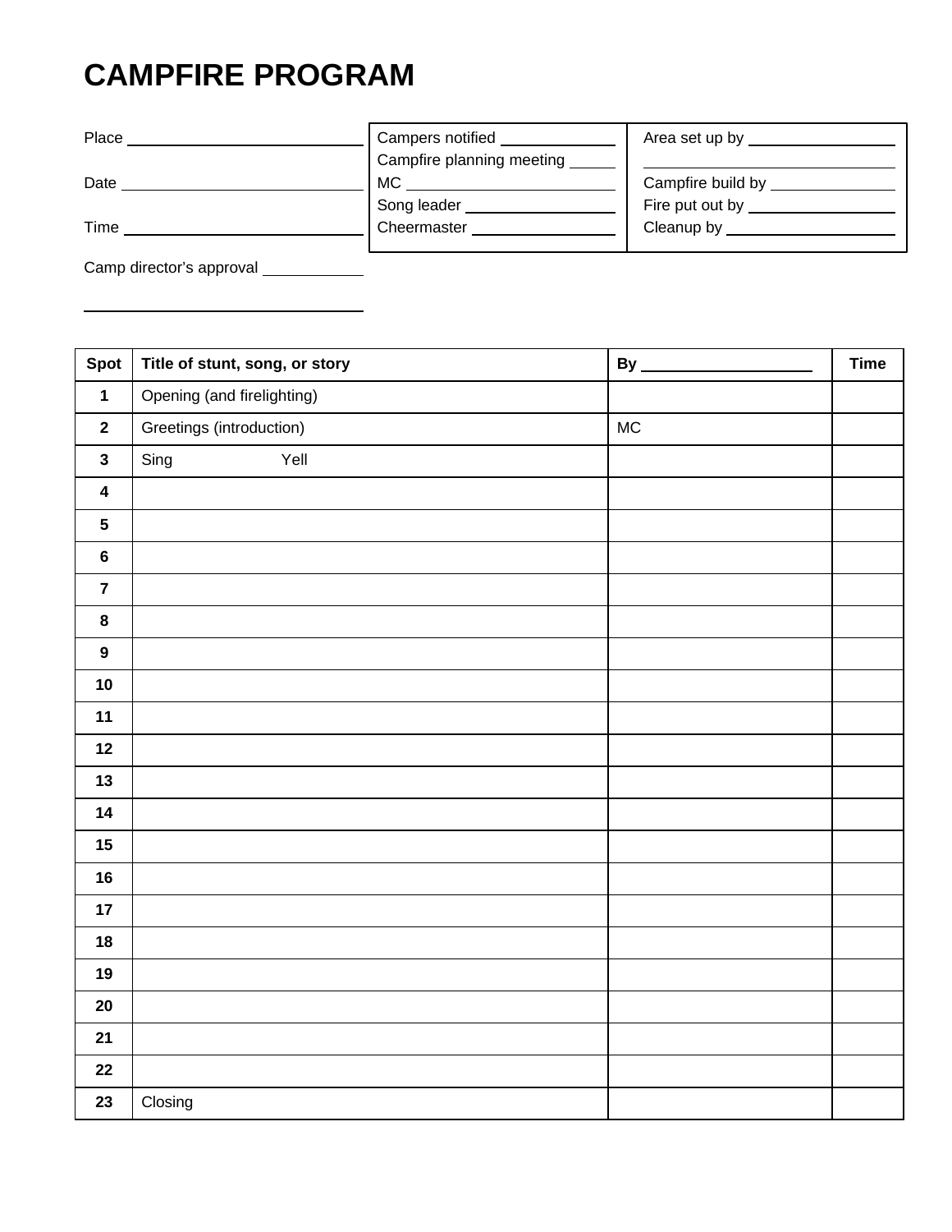# CAMPFIRE PROGRAM

Place \_\_\_\_\_\_\_\_\_\_\_\_\_\_\_\_\_\_\_\_

Date \_\_\_\_\_\_\_\_\_\_\_\_\_\_\_\_\_\_\_\_

Time \_\_\_\_\_\_\_\_\_\_\_\_\_\_\_\_\_\_\_\_

Camp director's approval \_\_\_\_\_\_\_\_\_\_

\_\_\_\_\_\_\_\_\_\_\_\_\_\_\_\_\_\_\_\_

| | |
|---|---|
| Campers notified \_\_\_\_\_\_\_\_\_\_ | Area set up by \_\_\_\_\_\_\_\_\_\_ |
| Campfire planning meeting \_\_\_\_\_ | \_\_\_\_\_\_\_\_\_\_\_\_\_\_\_\_\_\_\_\_ |
| MC \_\_\_\_\_\_\_\_\_\_\_\_\_\_\_\_\_\_\_\_ | Campfire build by \_\_\_\_\_\_\_\_\_\_ |
| Song leader \_\_\_\_\_\_\_\_\_\_ | Fire put out by \_\_\_\_\_\_\_\_\_\_ |
| Cheermaster \_\_\_\_\_\_\_\_\_\_ | Cleanup by \_\_\_\_\_\_\_\_\_\_ |

| Spot | Title of stunt, song, or story | By \_\_\_\_\_\_\_\_\_\_ | Time |
|---|---|---|---|
| 1 | Opening (and firelighting) | | |
| 2 | Greetings (introduction) | MC | |
| 3 | Sing Yell | | |
| 4 | | | |
| 5 | | | |
| 6 | | | |
| 7 | | | |
| 8 | | | |
| 9 | | | |
| 10 | | | |
| 11 | | | |
| 12 | | | |
| 13 | | | |
| 14 | | | |
| 15 | | | |
| 16 | | | |
| 17 | | | |
| 18 | | | |
| 19 | | | |
| 20 | | | |
| 21 | | | |
| 22 | | | |
| 23 | Closing | | |